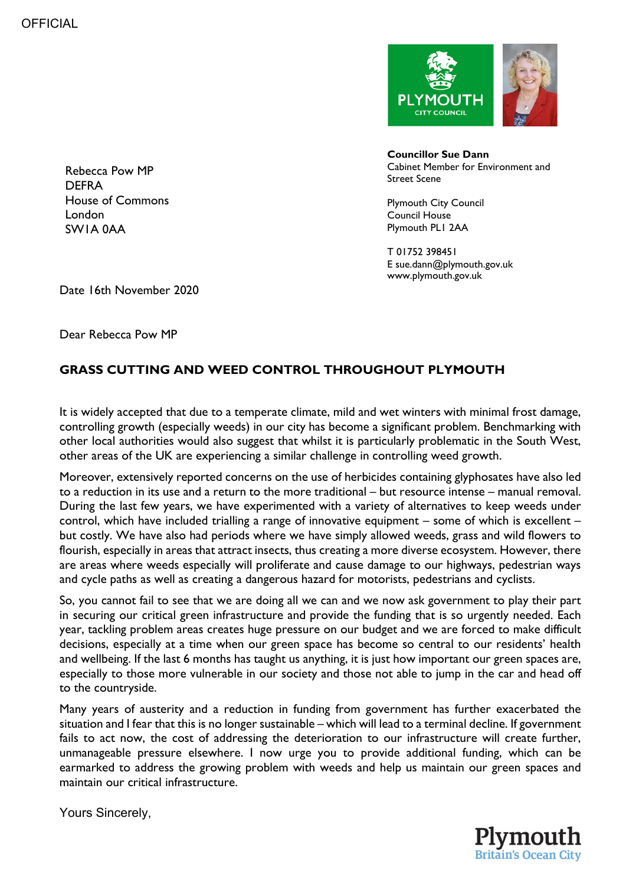OFFICIAL

**Councillor Sue Dann**
Cabinet Member for Environment and Street Scene

Plymouth City Council
Council House
Plymouth PL1 2AA

T 01752 398451
E sue.dann@plymouth.gov.uk
www.plymouth.gov.uk

Rebecca Pow MP
DEFRA
House of Commons
London
SW1A 0AA

Date 16th November 2020

Dear Rebecca Pow MP

## GRASS CUTTING AND WEED CONTROL THROUGHOUT PLYMOUTH

It is widely accepted that due to a temperate climate, mild and wet winters with minimal frost damage, controlling growth (especially weeds) in our city has become a significant problem. Benchmarking with other local authorities would also suggest that whilst it is particularly problematic in the South West, other areas of the UK are experiencing a similar challenge in controlling weed growth.

Moreover, extensively reported concerns on the use of herbicides containing glyphosates have also led to a reduction in its use and a return to the more traditional – but resource intense – manual removal. During the last few years, we have experimented with a variety of alternatives to keep weeds under control, which have included trialling a range of innovative equipment – some of which is excellent – but costly. We have also had periods where we have simply allowed weeds, grass and wild flowers to flourish, especially in areas that attract insects, thus creating a more diverse ecosystem. However, there are areas where weeds especially will proliferate and cause damage to our highways, pedestrian ways and cycle paths as well as creating a dangerous hazard for motorists, pedestrians and cyclists.

So, you cannot fail to see that we are doing all we can and we now ask government to play their part in securing our critical green infrastructure and provide the funding that is so urgently needed. Each year, tackling problem areas creates huge pressure on our budget and we are forced to make difficult decisions, especially at a time when our green space has become so central to our residents' health and wellbeing. If the last 6 months has taught us anything, it is just how important our green spaces are, especially to those more vulnerable in our society and those not able to jump in the car and head off to the countryside.

Many years of austerity and a reduction in funding from government has further exacerbated the situation and I fear that this is no longer sustainable – which will lead to a terminal decline. If government fails to act now, the cost of addressing the deterioration to our infrastructure will create further, unmanageable pressure elsewhere. I now urge you to provide additional funding, which can be earmarked to address the growing problem with weeds and help us maintain our green spaces and maintain our critical infrastructure.

Yours Sincerely,

Plymouth
Britain's Ocean City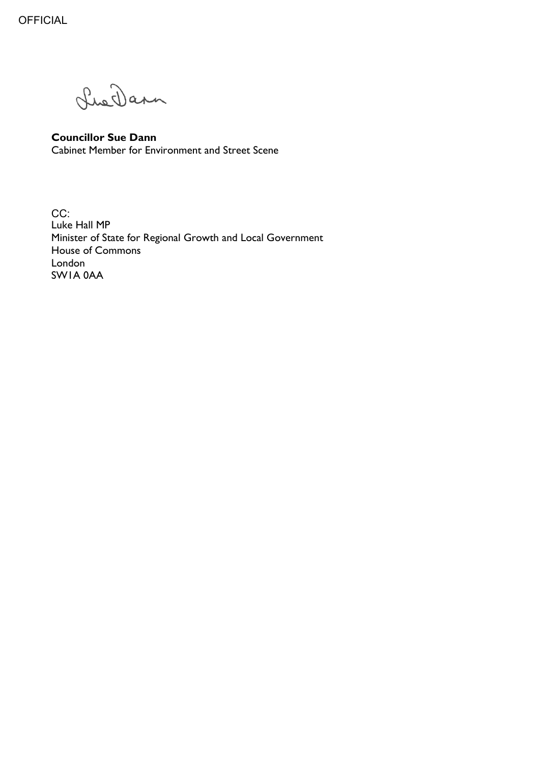OFFICIAL

**Councillor Sue Dann**
Cabinet Member for Environment and Street Scene

CC:
Luke Hall MP
Minister of State for Regional Growth and Local Government
House of Commons
London
SW1A 0AA